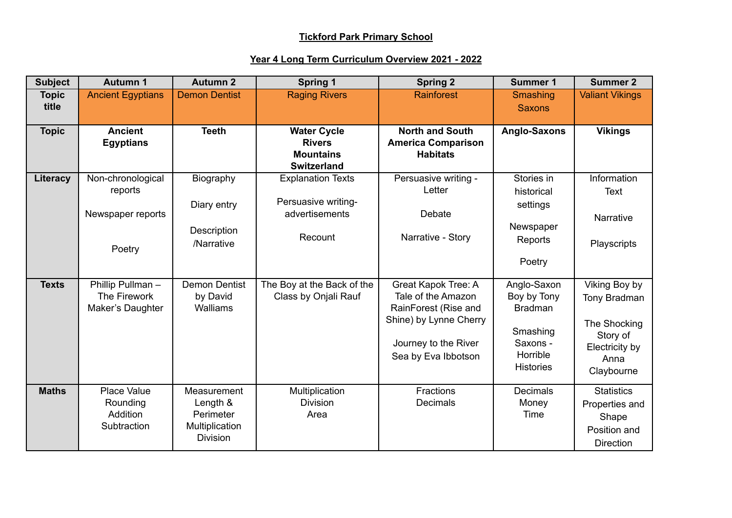# Tickford Park Primary School

## Year 4 Long Term Curriculum Overview 2021 - 2022

| Subject | Autumn 1 | Autumn 2 | Spring 1 | Spring 2 | Summer 1 | Summer 2 |
|---|---|---|---|---|---|---|
| **Topic title** | Ancient Egyptians | Demon Dentist | Raging Rivers | Rainforest | Smashing Saxons | Valiant Vikings |
| **Topic** | **Ancient Egyptians** | **Teeth** | **Water Cycle**<br>**Rivers**<br>**Mountains**<br>**Switzerland** | **North and South America Comparison**<br>**Habitats** | **Anglo-Saxons** | **Vikings** |
| **Literacy** | Non-chronological reports<br><br>Newspaper reports<br><br>Poetry | Biography<br><br>Diary entry<br><br>Description /Narrative | Explanation Texts<br><br>Persuasive writing- advertisements<br><br>Recount | Persuasive writing - Letter<br><br>Debate<br><br>Narrative - Story | Stories in historical settings<br><br>Newspaper Reports<br><br>Poetry | Information Text<br><br>Narrative<br><br>Playscripts |
| **Texts** | Phillip Pullman – The Firework Maker's Daughter | Demon Dentist by David Walliams | The Boy at the Back of the Class by Onjali Rauf | Great Kapok Tree: A Tale of the Amazon RainForest (Rise and Shine) by Lynne Cherry<br><br>Journey to the River Sea by Eva Ibbotson | Anglo-Saxon Boy by Tony Bradman<br><br>Smashing Saxons - Horrible Histories | Viking Boy by Tony Bradman<br><br>The Shocking Story of Electricity by Anna Claybourne |
| **Maths** | Place Value<br>Rounding<br>Addition<br>Subtraction | Measurement<br>Length & Perimeter<br>Multiplication<br>Division | Multiplication<br>Division<br>Area | Fractions<br>Decimals | Decimals<br>Money<br>Time | Statistics<br>Properties and Shape<br>Position and Direction |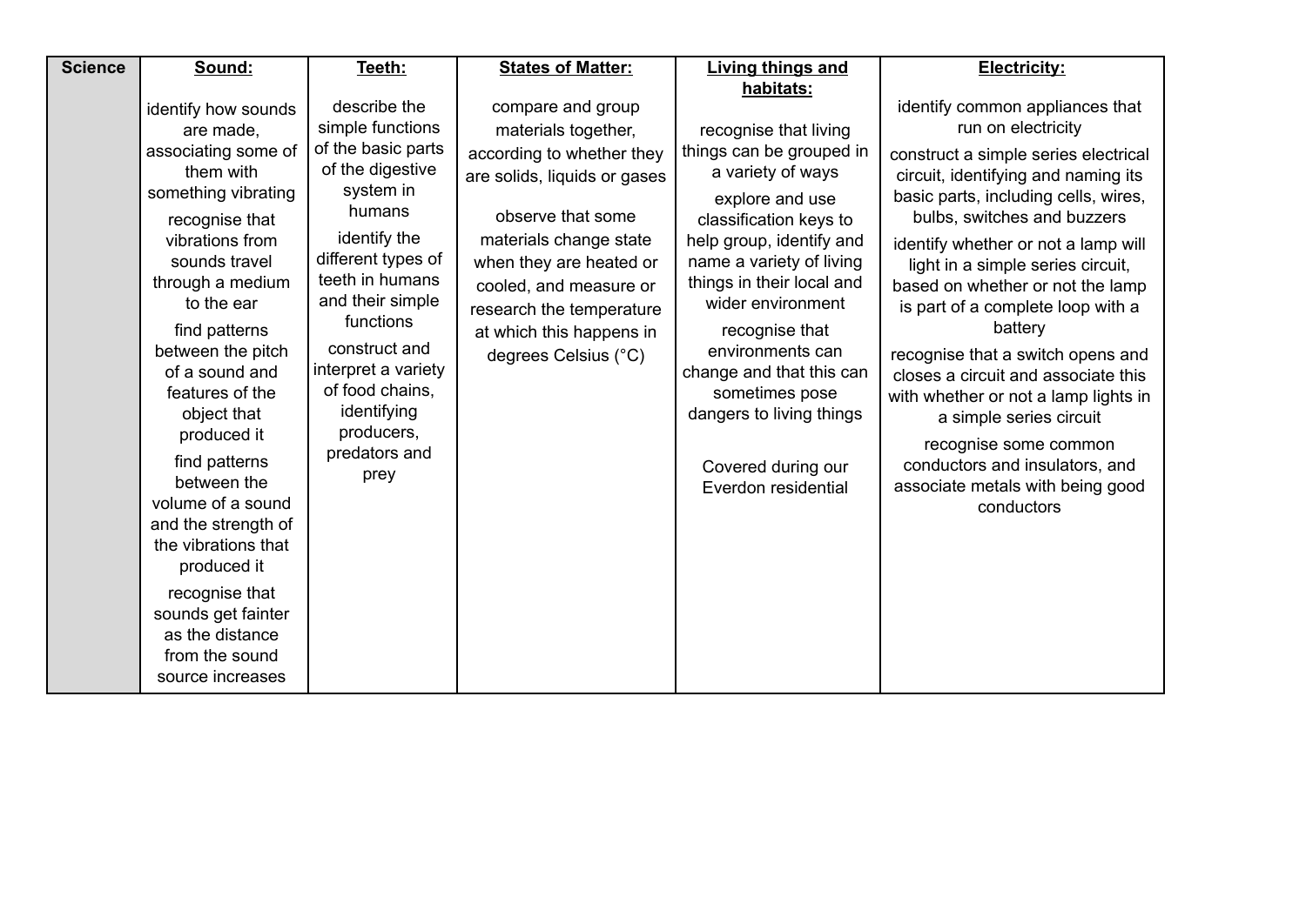| Science | **Sound:** | **Teeth:** | **States of Matter:** | **Living things and habitats:** | **Electricity:** |
|---|---|---|---|---|---|
| | identify how sounds are made, associating some of them with something vibrating<br><br>recognise that vibrations from sounds travel through a medium to the ear<br><br>find patterns between the pitch of a sound and features of the object that produced it<br><br>find patterns between the volume of a sound and the strength of the vibrations that produced it<br><br>recognise that sounds get fainter as the distance from the sound source increases | describe the simple functions of the basic parts of the digestive system in humans<br><br>identify the different types of teeth in humans and their simple functions<br><br>construct and interpret a variety of food chains, identifying producers, predators and prey | compare and group materials together, according to whether they are solids, liquids or gases<br><br>observe that some materials change state when they are heated or cooled, and measure or research the temperature at which this happens in degrees Celsius (°C) | recognise that living things can be grouped in a variety of ways<br><br>explore and use classification keys to help group, identify and name a variety of living things in their local and wider environment<br><br>recognise that environments can change and that this can sometimes pose dangers to living things<br><br>Covered during our Everdon residential | identify common appliances that run on electricity<br><br>construct a simple series electrical circuit, identifying and naming its basic parts, including cells, wires, bulbs, switches and buzzers<br><br>identify whether or not a lamp will light in a simple series circuit, based on whether or not the lamp is part of a complete loop with a battery<br><br>recognise that a switch opens and closes a circuit and associate this with whether or not a lamp lights in a simple series circuit<br><br>recognise some common conductors and insulators, and associate metals with being good conductors |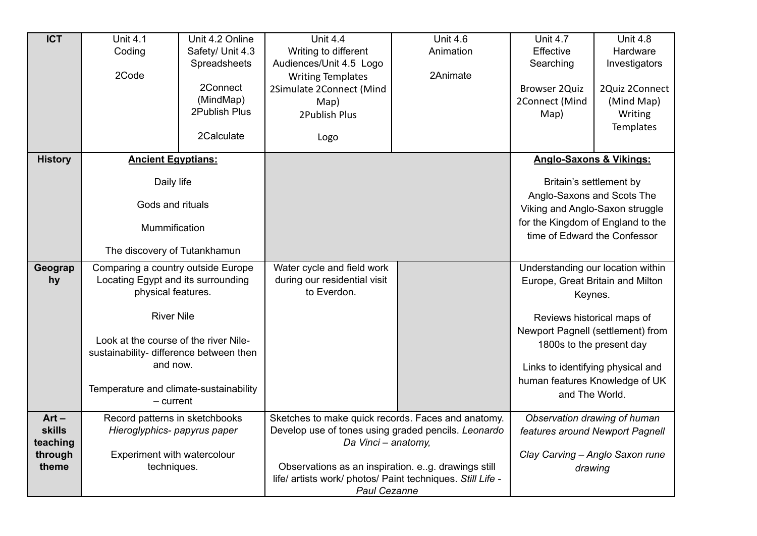| ICT | Unit 4.1 Coding<br><br>2Code | Unit 4.2 Online Safety/ Unit 4.3 Spreadsheets<br><br>2Connect (MindMap)<br>2Publish Plus<br><br>2Calculate | Unit 4.4 Writing to different Audiences/Unit 4.5 Logo Writing Templates<br>2Simulate 2Connect (Mind Map)<br>2Publish Plus<br><br>Logo | | Unit 4.6 Animation<br><br>2Animate | Unit 4.7 Effective Searching<br><br>Browser 2Quiz 2Connect (Mind Map) | Unit 4.8 Hardware Investigators<br><br>2Quiz 2Connect (Mind Map) Writing Templates |
|---|---|---|---|---|---|---|---|
| **History** | **Ancient Egyptians:**<br><br>Daily life<br><br>Gods and rituals<br><br>Mummification<br><br>The discovery of Tutankhamun | | | | | **Anglo-Saxons & Vikings:**<br><br>Britain's settlement by Anglo-Saxons and Scots The Viking and Anglo-Saxon struggle for the Kingdom of England to the time of Edward the Confessor | |
| **Geography** | Comparing a country outside Europe Locating Egypt and its surrounding physical features.<br><br>River Nile<br><br>Look at the course of the river Nile- sustainability- difference between then and now.<br><br>Temperature and climate-sustainability – current | | Water cycle and field work during our residential visit to Everdon. | | | Understanding our location within Europe, Great Britain and Milton Keynes.<br><br>Reviews historical maps of Newport Pagnell (settlement) from 1800s to the present day<br><br>Links to identifying physical and human features Knowledge of UK and The World. | |
| **Art – skills teaching through theme** | Record patterns in sketchbooks *Hieroglyphics- papyrus paper*<br><br>Experiment with watercolour techniques. | | Sketches to make quick records. Faces and anatomy. Develop use of tones using graded pencils. *Leonardo Da Vinci – anatomy,*<br><br>Observations as an inspiration. e..g. drawings still life/ artists work/ photos/ Paint techniques. *Still Life - Paul Cezanne* | | | *Observation drawing of human features around Newport Pagnell*<br><br>*Clay Carving – Anglo Saxon rune drawing* | |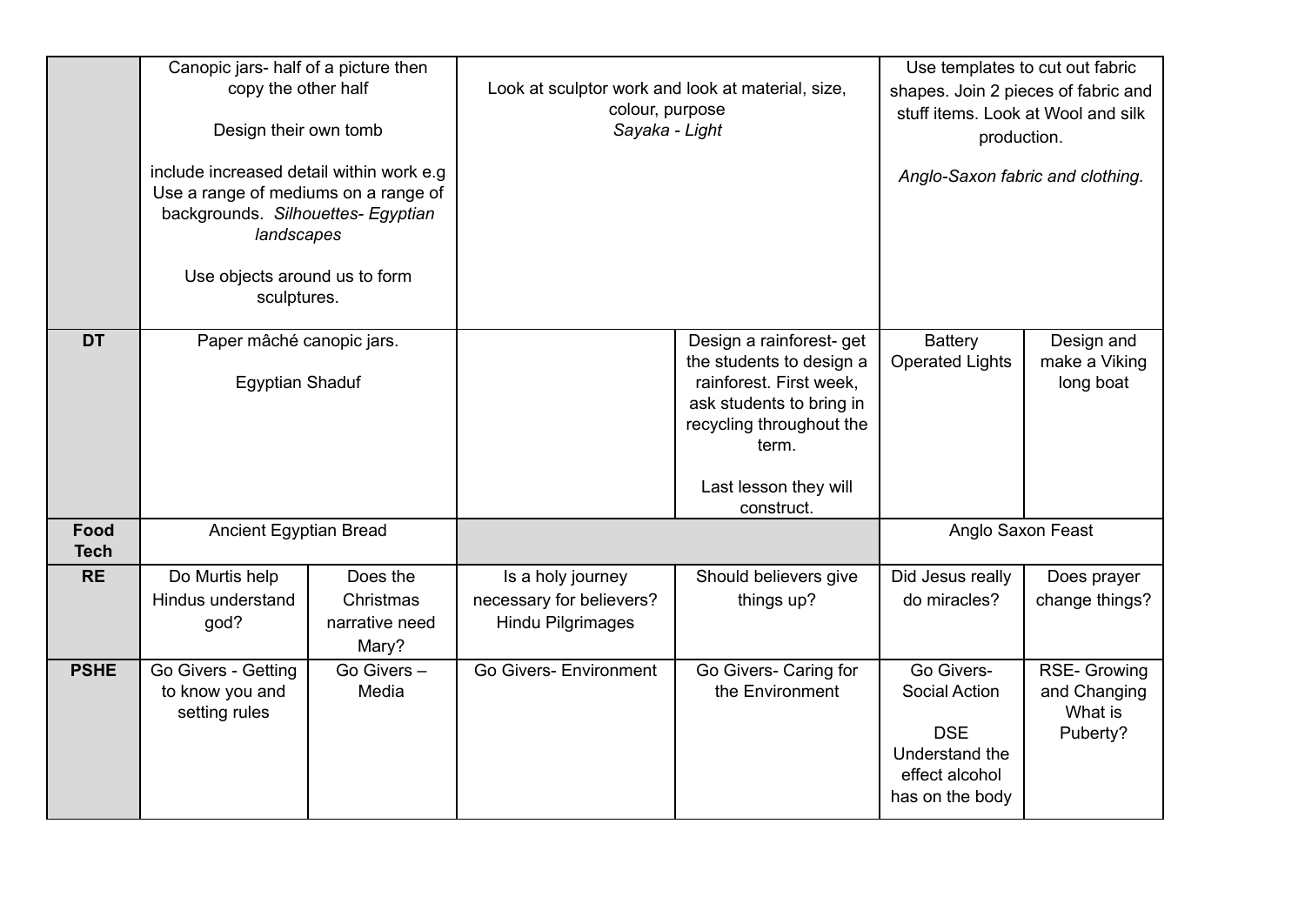| | | | | | | |
|---|---|---|---|---|---|---|
| | Canopic jars- half of a picture then copy the other half<br><br>Design their own tomb<br><br>include increased detail within work e.g Use a range of mediums on a range of backgrounds. *Silhouettes- Egyptian landscapes*<br><br>Use objects around us to form sculptures. | | Look at sculptor work and look at material, size, colour, purpose<br>*Sayaka - Light* | | Use templates to cut out fabric shapes. Join 2 pieces of fabric and stuff items. Look at Wool and silk production.<br><br>*Anglo-Saxon fabric and clothing.* | |
| **DT** | Paper mâché canopic jars.<br><br>Egyptian Shaduf | | | Design a rainforest- get the students to design a rainforest. First week, ask students to bring in recycling throughout the term.<br><br>Last lesson they will construct. | Battery Operated Lights | Design and make a Viking long boat |
| **Food Tech** | Ancient Egyptian Bread | | | | Anglo Saxon Feast | |
| **RE** | Do Murtis help Hindus understand god? | Does the Christmas narrative need Mary? | Is a holy journey necessary for believers? Hindu Pilgrimages | Should believers give things up? | Did Jesus really do miracles? | Does prayer change things? |
| **PSHE** | Go Givers - Getting to know you and setting rules | Go Givers – Media | Go Givers- Environment | Go Givers- Caring for the Environment | Go Givers- Social Action<br><br>DSE Understand the effect alcohol has on the body | RSE- Growing and Changing What is Puberty? |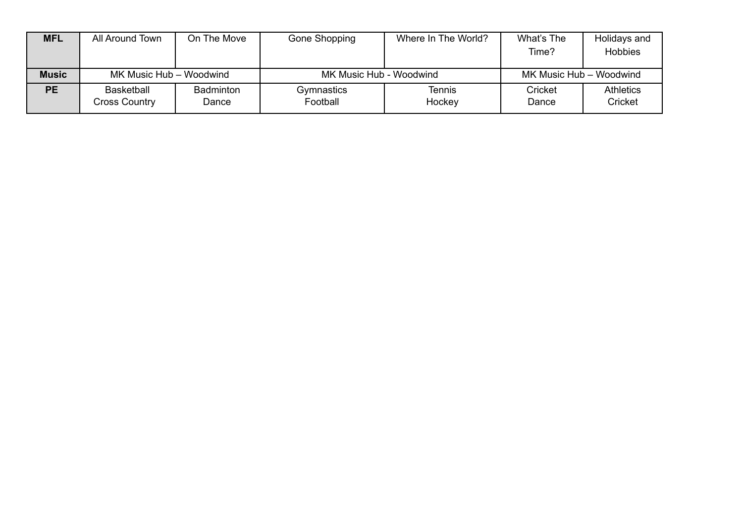| | | | | | | |
|---|---|---|---|---|---|---|
| **MFL** | All Around Town | On The Move | Gone Shopping | Where In The World? | What's The Time? | Holidays and Hobbies |
| **Music** | MK Music Hub – Woodwind | | MK Music Hub - Woodwind | | MK Music Hub – Woodwind | |
| **PE** | Basketball<br>Cross Country | Badminton<br>Dance | Gymnastics<br>Football | Tennis<br>Hockey | Cricket<br>Dance | Athletics<br>Cricket |